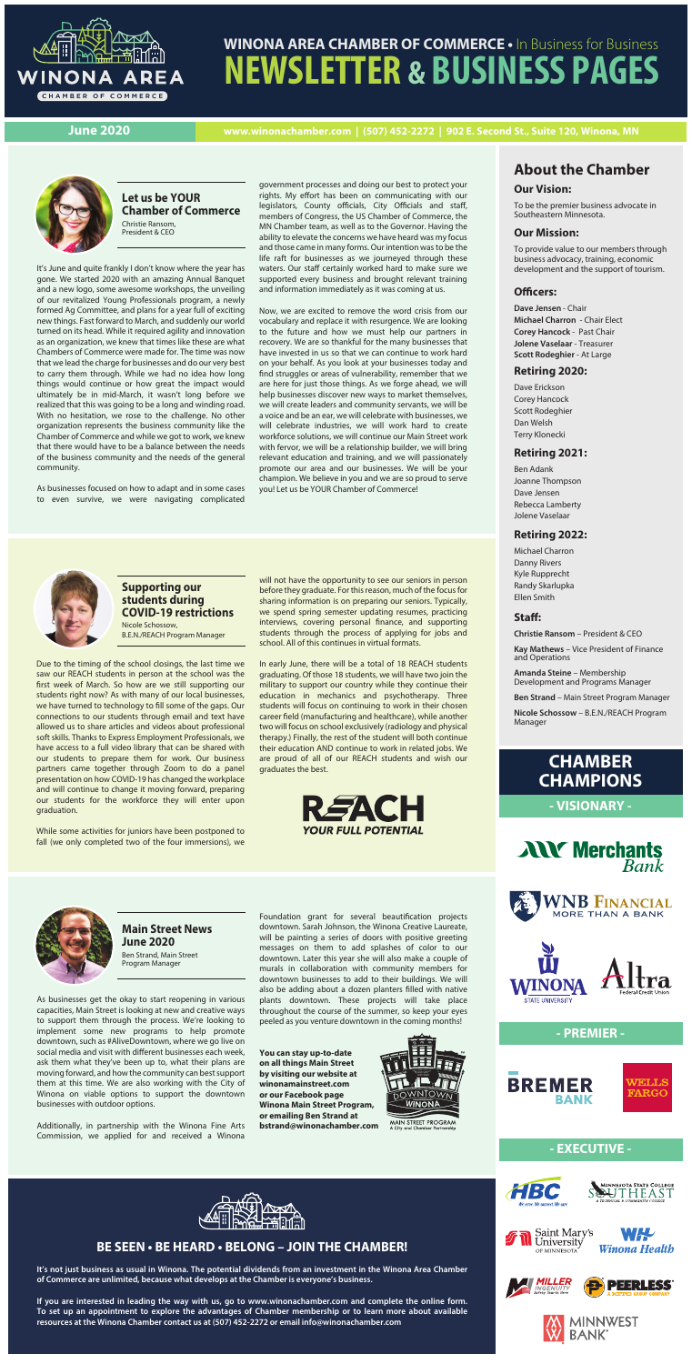# WINONA AREA CHAMBER OF COMMERCE • In Business for Business
# NEWSLETTER & BUSINESS PAGES

**June 2020** www.winonachamber.com | (507) 452-2272 | 902 E. Second St., Suite 120, Winona, MN

## Let us be YOUR Chamber of Commerce

Christie Ransom, President & CEO

It's June and quite frankly I don't know where the year has gone. We started 2020 with an amazing Annual Banquet and a new logo, some awesome workshops, the unveiling of our revitalized Young Professionals program, a newly formed Ag Committee, and plans for a year full of exciting new things. Fast forward to March, and suddenly our world turned on its head. While it required agility and innovation as an organization, we knew that times like these are what Chambers of Commerce were made for. The time was now that we lead the charge for businesses and do our very best to carry them through. While we had no idea how long things would continue or how great the impact would ultimately be in mid-March, it wasn't long before we realized that this was going to be a long and winding road. With no hesitation, we rose to the challenge. No other organization represents the business community like the Chamber of Commerce and while we got to work, we knew that there would have to be a balance between the needs of the business community and the needs of the general community.

As businesses focused on how to adapt and in some cases to even survive, we were navigating complicated government processes and doing our best to protect your rights. My effort has been on communicating with our legislators, County officials, City Officials and staff, members of Congress, the US Chamber of Commerce, the MN Chamber team, as well as to the Governor. Having the ability to elevate the concerns we have heard was my focus and those came in many forms. Our intention was to be the life raft for businesses as we journeyed through these waters. Our staff certainly worked hard to make sure we supported every business and brought relevant training and information immediately as it was coming at us.

Now, we are excited to remove the word crisis from our vocabulary and replace it with resurgence. We are looking to the future and how we must help our partners in recovery. We are so thankful for the many businesses that have invested in us so that we can continue to work hard on your behalf. As you look at your businesses today and find struggles or areas of vulnerability, remember that we are here for just those things. As we forge ahead, we will help businesses discover new ways to market themselves, we will create leaders and community servants, we will be a voice and be an ear, we will celebrate with businesses, we will celebrate industries, we will work hard to create workforce solutions, we will continue our Main Street work with fervor, we will be a relationship builder, we will bring relevant education and training, and we will passionately promote our area and our businesses. We will be your champion. We believe in you and we are so proud to serve you! Let us be YOUR Chamber of Commerce!

## Supporting our students during COVID-19 restrictions

Nicole Schossow, B.E.N./REACH Program Manager

Due to the timing of the school closings, the last time we saw our REACH students in person at the school was the first week of March. So how are we still supporting our students right now? As with many of our local businesses, we have turned to technology to fill some of the gaps. Our connections to our students through email and text have allowed us to share articles and videos about professional soft skills. Thanks to Express Employment Professionals, we have access to a full video library that can be shared with our students to prepare them for work. Our business partners came together through Zoom to do a panel presentation on how COVID-19 has changed the workplace and will continue to change it moving forward, preparing our students for the workforce they will enter upon graduation.

While some activities for juniors have been postponed to fall (we only completed two of the four immersions), we will not have the opportunity to see our seniors in person before they graduate. For this reason, much of the focus for sharing information is on preparing our seniors. Typically, we spend spring semester updating resumes, practicing interviews, covering personal finance, and supporting students through the process of applying for jobs and school. All of this continues in virtual formats.

In early June, there will be a total of 18 REACH students graduating. Of those 18 students, we will have two join the military to support our country while they continue their education in mechanics and psychotherapy. Three students will focus on continuing to work in their chosen career field (manufacturing and healthcare), while another two will focus on school exclusively (radiology and physical therapy.) Finally, the rest of the student will both continue their education AND continue to work in related jobs. We are proud of all of our REACH students and wish our graduates the best.

REACH YOUR FULL POTENTIAL

## Main Street News June 2020

Ben Strand, Main Street Program Manager

As businesses get the okay to start reopening in various capacities, Main Street is looking at new and creative ways to support them through the process. We're looking to implement some new programs to help promote downtown, such as #AliveDowntown, where we go live on social media and visit with different businesses each week, ask them what they've been up to, what their plans are moving forward, and how the community can best support them at this time. We are also working with the City of Winona on viable options to support the downtown businesses with outdoor options.

Additionally, in partnership with the Winona Fine Arts Commission, we applied for and received a Winona Foundation grant for several beautification projects downtown. Sarah Johnson, the Winona Creative Laureate, will be painting a series of doors with positive greeting messages on them to add splashes of color to our downtown. Later this year she will also make a couple of murals in collaboration with community members for downtown businesses to add to their buildings. We will also be adding about a dozen planters filled with native plants downtown. These projects will take place throughout the course of the summer, so keep your eyes peeled as you venture downtown in the coming months!

**You can stay up-to-date on all things Main Street by visiting our website at winonamainstreet.com or our Facebook page Winona Main Street Program, or emailing Ben Strand at bstrand@winonachamber.com**

DOWNTOWN WINONA – MAIN STREET PROGRAM – A City and Chamber Partnership

## About the Chamber

### Our Vision:

To be the premier business advocate in Southeastern Minnesota.

### Our Mission:

To provide value to our members through business advocacy, training, economic development and the support of tourism.

### Officers:

**Dave Jensen** - Chair
**Michael Charron** - Chair Elect
**Corey Hancock** - Past Chair
**Jolene Vaselaar** - Treasurer
**Scott Rodeghier** - At Large

### Retiring 2020:

Dave Erickson
Corey Hancock
Scott Rodeghier
Dan Welsh
Terry Klonecki

### Retiring 2021:

Ben Adank
Joanne Thompson
Dave Jensen
Rebecca Lamberty
Jolene Vaselaar

### Retiring 2022:

Michael Charron
Danny Rivers
Kyle Rupprecht
Randy Skarlupka
Ellen Smith

### Staff:

**Christie Ransom** – President & CEO

**Kay Mathews** – Vice President of Finance and Operations

**Amanda Steine** – Membership Development and Programs Manager

**Ben Strand** – Main Street Program Manager

**Nicole Schossow** – B.E.N./REACH Program Manager

## CHAMBER CHAMPIONS

**- VISIONARY -**

Merchants Bank
WNB Financial – More Than a Bank
Winona State University
Altra Federal Credit Union

**- PREMIER -**

Bremer Bank
Wells Fargo

**- EXECUTIVE -**

HBC
Minnesota State College Southeast
Saint Mary's University of Minnesota
Winona Health
Miller Ingenuity
Peerless
Minnwest Bank

## BE SEEN • BE HEARD • BELONG – JOIN THE CHAMBER!

**It's not just business as usual in Winona. The potential dividends from an investment in the Winona Area Chamber of Commerce are unlimited, because what develops at the Chamber is everyone's business.**

**If you are interested in leading the way with us, go to www.winonachamber.com and complete the online form. To set up an appointment to explore the advantages of Chamber membership or to learn more about available resources at the Winona Chamber contact us at (507) 452-2272 or email info@winonachamber.com**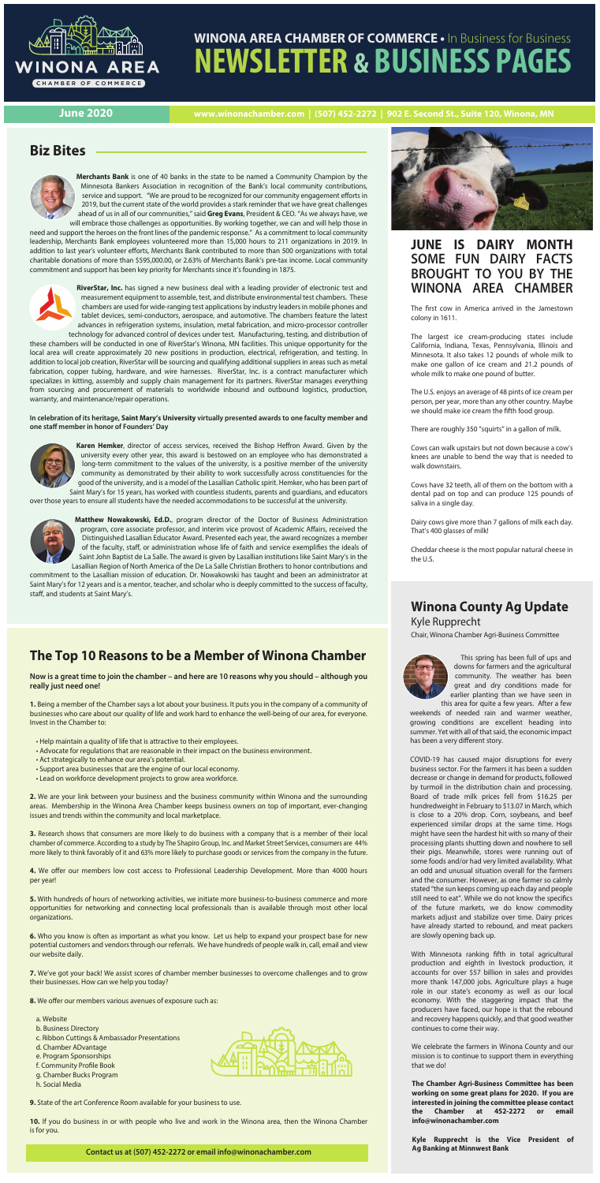# WINONA AREA CHAMBER OF COMMERCE • In Business for Business
# NEWSLETTER & BUSINESS PAGES

**June 2020** www.winonachamber.com | (507) 452-2272 | 902 E. Second St., Suite 120, Winona, MN

## Biz Bites

**Merchants Bank** is one of 40 banks in the state to be named a Community Champion by the Minnesota Bankers Association in recognition of the Bank's local community contributions, service and support. "We are proud to be recognized for our community engagement efforts in 2019, but the current state of the world provides a stark reminder that we have great challenges ahead of us in all of our communities," said **Greg Evans**, President & CEO. "As we always have, we will embrace those challenges as opportunities. By working together, we can and will help those in need and support the heroes on the front lines of the pandemic response." As a commitment to local community leadership, Merchants Bank employees volunteered more than 15,000 hours to 211 organizations in 2019. In addition to last year's volunteer efforts, Merchants Bank contributed to more than 500 organizations with total charitable donations of more than $595,000.00, or 2.63% of Merchants Bank's pre-tax income. Local community commitment and support has been key priority for Merchants since it's founding in 1875.

**RiverStar, Inc.** has signed a new business deal with a leading provider of electronic test and measurement equipment to assemble, test, and distribute environmental test chambers. These chambers are used for wide-ranging test applications by industry leaders in mobile phones and tablet devices, semi-conductors, aerospace, and automotive. The chambers feature the latest advances in refrigeration systems, insulation, metal fabrication, and micro-processor controller technology for advanced control of devices under test. Manufacturing, testing, and distribution of these chambers will be conducted in one of RiverStar's Winona, MN facilities. This unique opportunity for the local area will create approximately 20 new positions in production, electrical, refrigeration, and testing. In addition to local job creation, RiverStar will be sourcing and qualifying additional suppliers in areas such as metal fabrication, copper tubing, hardware, and wire harnesses. RiverStar, Inc. is a contract manufacturer which specializes in kitting, assembly and supply chain management for its partners. RiverStar manages everything from sourcing and procurement of materials to worldwide inbound and outbound logistics, production, warranty, and maintenance/repair operations.

**In celebration of its heritage, Saint Mary's University virtually presented awards to one faculty member and one staff member in honor of Founders' Day**

**Karen Hemker**, director of access services, received the Bishop Heffron Award. Given by the university every other year, this award is bestowed on an employee who has demonstrated a long-term commitment to the values of the university, is a positive member of the university community as demonstrated by their ability to work successfully across constituencies for the good of the university, and is a model of the Lasallian Catholic spirit. Hemker, who has been part of Saint Mary's for 15 years, has worked with countless students, parents and guardians, and educators over those years to ensure all students have the needed accommodations to be successful at the university.

**Matthew Nowakowski, Ed.D.**, program director of the Doctor of Business Administration program, core associate professor, and interim vice provost of Academic Affairs, received the Distinguished Lasallian Educator Award. Presented each year, the award recognizes a member of the faculty, staff, or administration whose life of faith and service exemplifies the ideals of Saint John Baptist de La Salle. The award is given by Lasallian institutions like Saint Mary's in the Lasallian Region of North America of the De La Salle Christian Brothers to honor contributions and commitment to the Lasallian mission of education. Dr. Nowakowski has taught and been an administrator at Saint Mary's for 12 years and is a mentor, teacher, and scholar who is deeply committed to the success of faculty, staff, and students at Saint Mary's.

## The Top 10 Reasons to be a Member of Winona Chamber

**Now is a great time to join the chamber – and here are 10 reasons why you should – although you really just need one!**

**1.** Being a member of the Chamber says a lot about your business. It puts you in the company of a community of businesses who care about our quality of life and work hard to enhance the well-being of our area, for everyone. Invest in the Chamber to:

- Help maintain a quality of life that is attractive to their employees.
- Advocate for regulations that are reasonable in their impact on the business environment.
- Act strategically to enhance our area's potential.
- Support area businesses that are the engine of our local economy.
- Lead on workforce development projects to grow area workforce.

**2.** We are your link between your business and the business community within Winona and the surrounding areas. Membership in the Winona Area Chamber keeps business owners on top of important, ever-changing issues and trends within the community and local marketplace.

**3.** Research shows that consumers are more likely to do business with a company that is a member of their local chamber of commerce. According to a study by The Shapiro Group, Inc. and Market Street Services, consumers are 44% more likely to think favorably of it and 63% more likely to purchase goods or services from the company in the future.

**4.** We offer our members low cost access to Professional Leadership Development. More than 4000 hours per year!

**5.** With hundreds of hours of networking activities, we initiate more business-to-business commerce and more opportunities for networking and connecting local professionals than is available through most other local organizations.

**6.** Who you know is often as important as what you know. Let us help to expand your prospect base for new potential customers and vendors through our referrals. We have hundreds of people walk in, call, email and view our website daily.

**7.** We've got your back! We assist scores of chamber member businesses to overcome challenges and to grow their businesses. How can we help you today?

**8.** We offer our members various avenues of exposure such as:

a. Website
b. Business Directory
c. Ribbon Cuttings & Ambassador Presentations
d. Chamber ADvantage
e. Program Sponsorships
f. Community Profile Book
g. Chamber Bucks Program
h. Social Media

**9.** State of the art Conference Room available for your business to use.

**10.** If you do business in or with people who live and work in the Winona area, then the Winona Chamber is for you.

**Contact us at (507) 452-2272 or email info@winonachamber.com**

## JUNE IS DAIRY MONTH SOME FUN DAIRY FACTS BROUGHT TO YOU BY THE WINONA AREA CHAMBER

The first cow in America arrived in the Jamestown colony in 1611.

The largest ice cream-producing states include California, Indiana, Texas, Pennsylvania, Illinois and Minnesota. It also takes 12 pounds of whole milk to make one gallon of ice cream and 21.2 pounds of whole milk to make one pound of butter.

The U.S. enjoys an average of 48 pints of ice cream per person, per year, more than any other country. Maybe we should make ice cream the fifth food group.

There are roughly 350 "squirts" in a gallon of milk.

Cows can walk upstairs but not down because a cow's knees are unable to bend the way that is needed to walk downstairs.

Cows have 32 teeth, all of them on the bottom with a dental pad on top and can produce 125 pounds of saliva in a single day.

Dairy cows give more than 7 gallons of milk each day. That's 400 glasses of milk!

Cheddar cheese is the most popular natural cheese in the U.S.

## Winona County Ag Update

Kyle Rupprecht

Chair, Winona Chamber Agri-Business Committee

This spring has been full of ups and downs for farmers and the agricultural community. The weather has been great and dry conditions made for earlier planting than we have seen in this area for quite a few years. After a few weekends of needed rain and warmer weather, growing conditions are excellent heading into summer. Yet with all of that said, the economic impact has been a very different story.

COVID-19 has caused major disruptions for every business sector. For the farmers it has been a sudden decrease or change in demand for products, followed by turmoil in the distribution chain and processing. Board of trade milk prices fell from $16.25 per hundredweight in February to $13.07 in March, which is close to a 20% drop. Corn, soybeans, and beef experienced similar drops at the same time. Hogs might have been the hardest hit with so many of their processing plants shutting down and nowhere to sell their pigs. Meanwhile, stores were running out of some foods and/or had very limited availability. What an odd and unusual situation overall for the farmers and the consumer. However, as one farmer so calmly stated "the sun keeps coming up each day and people still need to eat". While we do not know the specifics of the future markets, we do know commodity markets adjust and stabilize over time. Dairy prices have already started to rebound, and meat packers are slowly opening back up.

With Minnesota ranking fifth in total agricultural production and eighth in livestock production, it accounts for over $57 billion in sales and provides more thank 147,000 jobs. Agriculture plays a huge role in our state's economy as well as our local economy. With the staggering impact that the producers have faced, our hope is that the rebound and recovery happens quickly, and that good weather continues to come their way.

We celebrate the farmers in Winona County and our mission is to continue to support them in everything that we do!

**The Chamber Agri-Business Committee has been working on some great plans for 2020. If you are interested in joining the committee please contact the Chamber at 452-2272 or email info@winonachamber.com**

**Kyle Rupprecht is the Vice President of Ag Banking at Minnwest Bank**